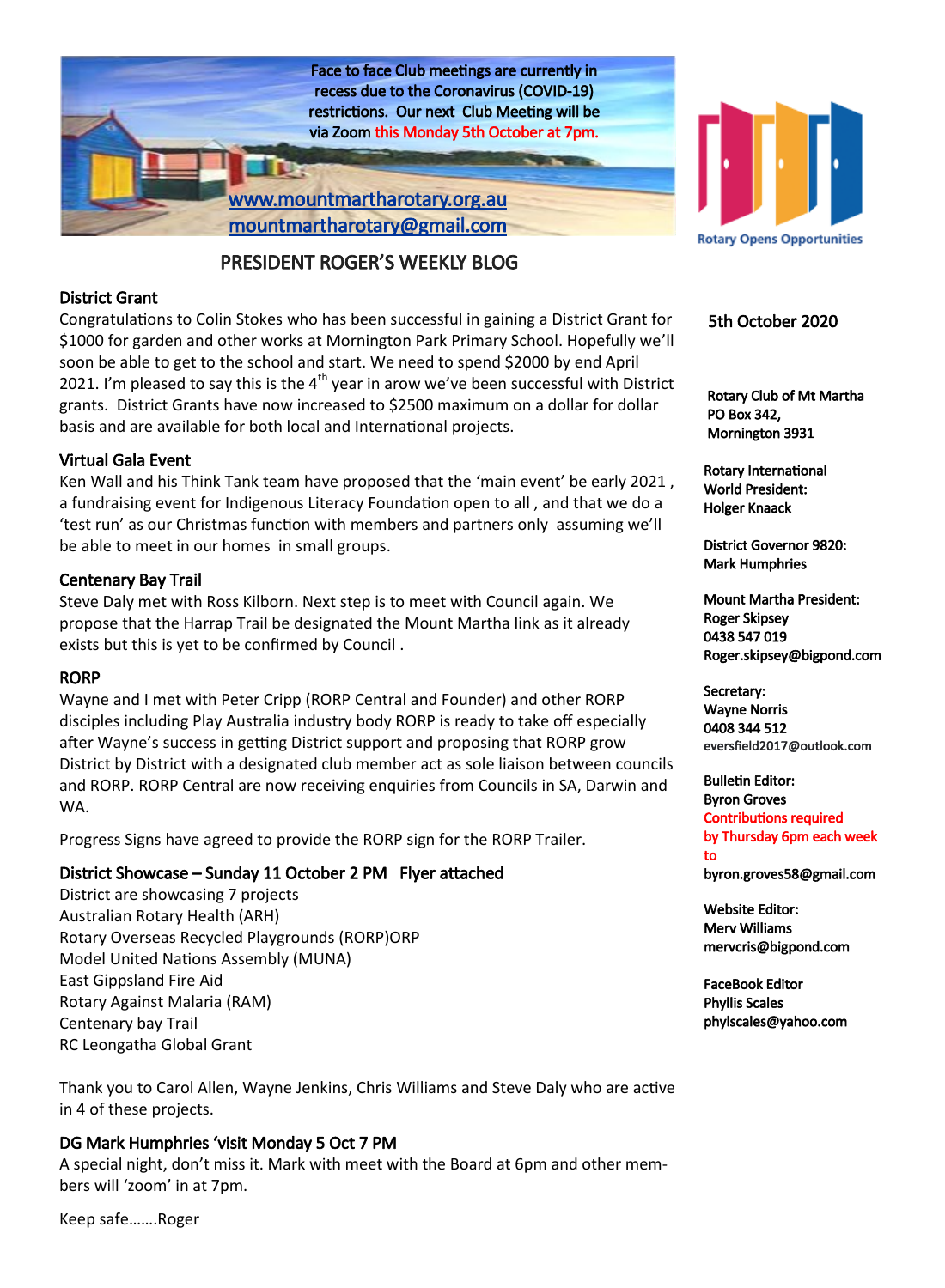Face to face Club meetings are currently in recess due to the Coronavirus (COVID-19) restrictions. Our next Club Meeting will be via Zoom this Monday 5th October at 7pm.

www.mountmartharotary.org.au
mountmartharotary@gmail.com

Rotary Opens Opportunities

# PRESIDENT ROGER'S WEEKLY BLOG

5th October 2020

## District Grant

Congratulations to Colin Stokes who has been successful in gaining a District Grant for $1000 for garden and other works at Mornington Park Primary School. Hopefully we'll soon be able to get to the school and start. We need to spend $2000 by end April 2021. I'm pleased to say this is the 4th year in arow we've been successful with District grants. District Grants have now increased to $2500 maximum on a dollar for dollar basis and are available for both local and International projects.

## Virtual Gala Event

Ken Wall and his Think Tank team have proposed that the 'main event' be early 2021 , a fundraising event for Indigenous Literacy Foundation open to all , and that we do a 'test run' as our Christmas function with members and partners only assuming we'll be able to meet in our homes in small groups.

## Centenary Bay Trail

Steve Daly met with Ross Kilborn. Next step is to meet with Council again. We propose that the Harrap Trail be designated the Mount Martha link as it already exists but this is yet to be confirmed by Council .

## RORP

Wayne and I met with Peter Cripp (RORP Central and Founder) and other RORP disciples including Play Australia industry body RORP is ready to take off especially after Wayne's success in getting District support and proposing that RORP grow District by District with a designated club member act as sole liaison between councils and RORP. RORP Central are now receiving enquiries from Councils in SA, Darwin and WA.

Progress Signs have agreed to provide the RORP sign for the RORP Trailer.

## District Showcase – Sunday 11 October 2 PM Flyer attached

District are showcasing 7 projects
Australian Rotary Health (ARH)
Rotary Overseas Recycled Playgrounds (RORP)ORP
Model United Nations Assembly (MUNA)
East Gippsland Fire Aid
Rotary Against Malaria (RAM)
Centenary bay Trail
RC Leongatha Global Grant

Thank you to Carol Allen, Wayne Jenkins, Chris Williams and Steve Daly who are active in 4 of these projects.

## DG Mark Humphries 'visit Monday 5 Oct 7 PM

A special night, don't miss it. Mark with meet with the Board at 6pm and other members will 'zoom' in at 7pm.

Keep safe…….Roger

---

**Rotary Club of Mt Martha**
**PO Box 342,**
**Mornington 3931**

**Rotary International World President:**
**Holger Knaack**

**District Governor 9820:**
**Mark Humphries**

**Mount Martha President:**
**Roger Skipsey**
**0438 547 019**
**Roger.skipsey@bigpond.com**

**Secretary:**
**Wayne Norris**
**0408 344 512**
eversfield2017@outlook.com

**Bulletin Editor:**
**Byron Groves**
**Contributions required by Thursday 6pm each week to**
**byron.groves58@gmail.com**

**Website Editor:**
**Merv Williams**
**mervcris@bigpond.com**

**FaceBook Editor**
**Phyllis Scales**
**phylscales@yahoo.com**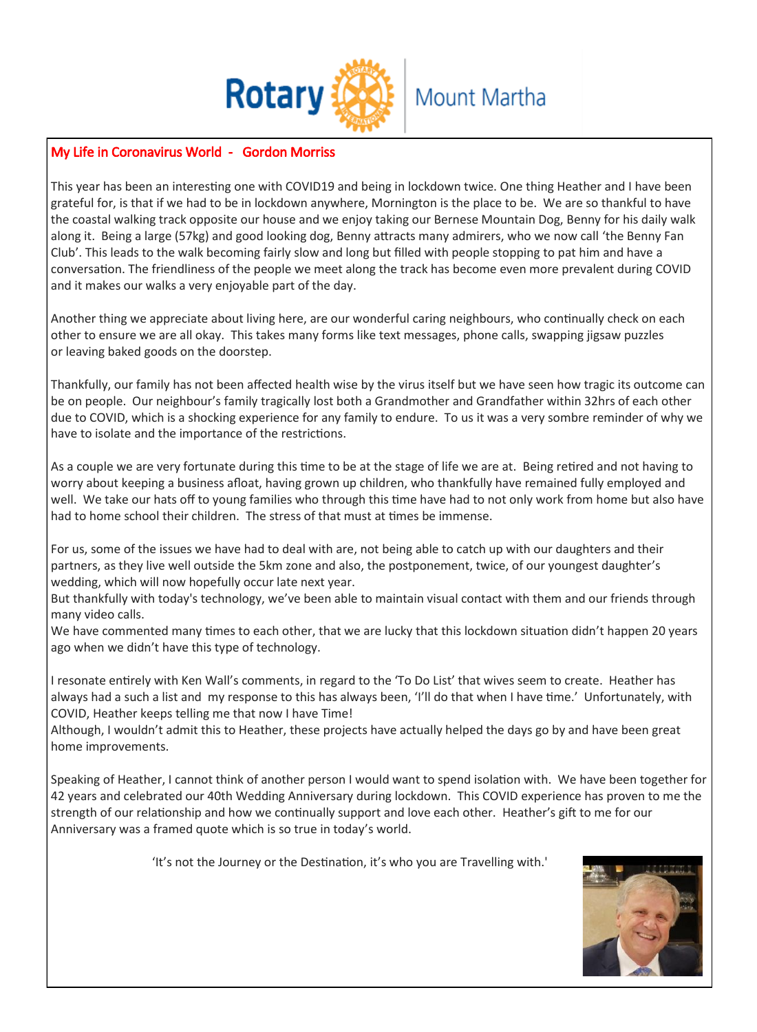## My Life in Coronavirus World - Gordon Morriss

This year has been an interesting one with COVID19 and being in lockdown twice. One thing Heather and I have been grateful for, is that if we had to be in lockdown anywhere, Mornington is the place to be. We are so thankful to have the coastal walking track opposite our house and we enjoy taking our Bernese Mountain Dog, Benny for his daily walk along it. Being a large (57kg) and good looking dog, Benny attracts many admirers, who we now call 'the Benny Fan Club'. This leads to the walk becoming fairly slow and long but filled with people stopping to pat him and have a conversation. The friendliness of the people we meet along the track has become even more prevalent during COVID and it makes our walks a very enjoyable part of the day.

Another thing we appreciate about living here, are our wonderful caring neighbours, who continually check on each other to ensure we are all okay. This takes many forms like text messages, phone calls, swapping jigsaw puzzles or leaving baked goods on the doorstep.

Thankfully, our family has not been affected health wise by the virus itself but we have seen how tragic its outcome can be on people. Our neighbour's family tragically lost both a Grandmother and Grandfather within 32hrs of each other due to COVID, which is a shocking experience for any family to endure. To us it was a very sombre reminder of why we have to isolate and the importance of the restrictions.

As a couple we are very fortunate during this time to be at the stage of life we are at. Being retired and not having to worry about keeping a business afloat, having grown up children, who thankfully have remained fully employed and well. We take our hats off to young families who through this time have had to not only work from home but also have had to home school their children. The stress of that must at times be immense.

For us, some of the issues we have had to deal with are, not being able to catch up with our daughters and their partners, as they live well outside the 5km zone and also, the postponement, twice, of our youngest daughter's wedding, which will now hopefully occur late next year.
But thankfully with today's technology, we've been able to maintain visual contact with them and our friends through many video calls.
We have commented many times to each other, that we are lucky that this lockdown situation didn't happen 20 years ago when we didn't have this type of technology.

I resonate entirely with Ken Wall's comments, in regard to the 'To Do List' that wives seem to create. Heather has always had a such a list and my response to this has always been, 'I'll do that when I have time.' Unfortunately, with COVID, Heather keeps telling me that now I have Time!
Although, I wouldn't admit this to Heather, these projects have actually helped the days go by and have been great home improvements.

Speaking of Heather, I cannot think of another person I would want to spend isolation with. We have been together for 42 years and celebrated our 40th Wedding Anniversary during lockdown. This COVID experience has proven to me the strength of our relationship and how we continually support and love each other. Heather's gift to me for our Anniversary was a framed quote which is so true in today's world.

'It's not the Journey or the Destination, it's who you are Travelling with.'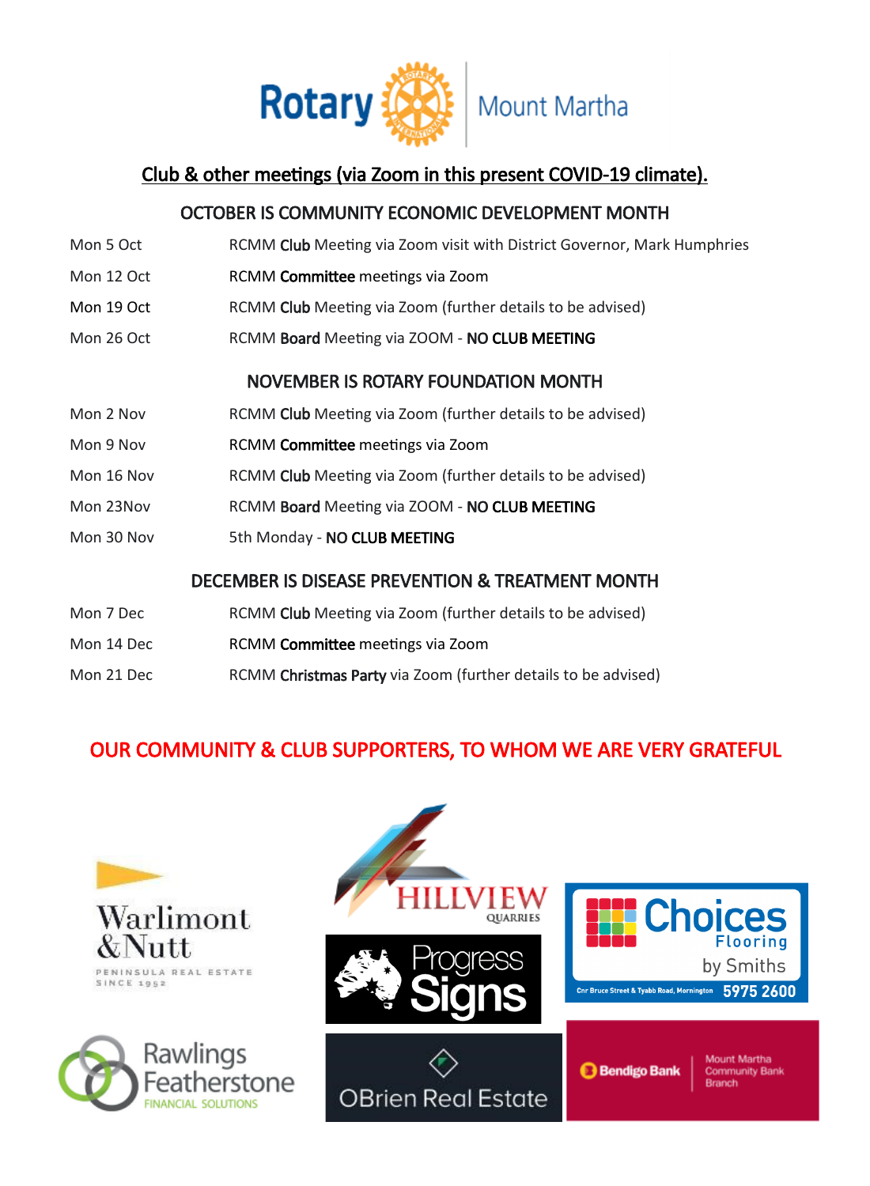# Rotary Mount Martha

## Club & other meetings (via Zoom in this present COVID-19 climate).

### OCTOBER IS COMMUNITY ECONOMIC DEVELOPMENT MONTH

| | |
|---|---|
| Mon 5 Oct | RCMM **Club** Meeting via Zoom visit with District Governor, Mark Humphries |
| Mon 12 Oct | RCMM **Committee** meetings via Zoom |
| Mon 19 Oct | RCMM **Club** Meeting via Zoom (further details to be advised) |
| Mon 26 Oct | RCMM **Board** Meeting via ZOOM - **NO CLUB MEETING** |

### NOVEMBER IS ROTARY FOUNDATION MONTH

| | |
|---|---|
| Mon 2 Nov | RCMM **Club** Meeting via Zoom (further details to be advised) |
| Mon 9 Nov | RCMM **Committee** meetings via Zoom |
| Mon 16 Nov | RCMM **Club** Meeting via Zoom (further details to be advised) |
| Mon 23Nov | RCMM **Board** Meeting via ZOOM - **NO CLUB MEETING** |
| Mon 30 Nov | 5th Monday - **NO CLUB MEETING** |

### DECEMBER IS DISEASE PREVENTION & TREATMENT MONTH

| | |
|---|---|
| Mon 7 Dec | RCMM **Club** Meeting via Zoom (further details to be advised) |
| Mon 14 Dec | RCMM **Committee** meetings via Zoom |
| Mon 21 Dec | RCMM **Christmas Party** via Zoom (further details to be advised) |

## OUR COMMUNITY & CLUB SUPPORTERS, TO WHOM WE ARE VERY GRATEFUL

Warlimont & Nutt — Peninsula Real Estate Since 1952

Hillview Quarries

Choices Flooring by Smiths — Cnr Bruce Street & Tyabb Road, Mornington — 5975 2600

Progress Signs

Rawlings Featherstone Financial Solutions

OBrien Real Estate

Bendigo Bank — Mount Martha Community Bank Branch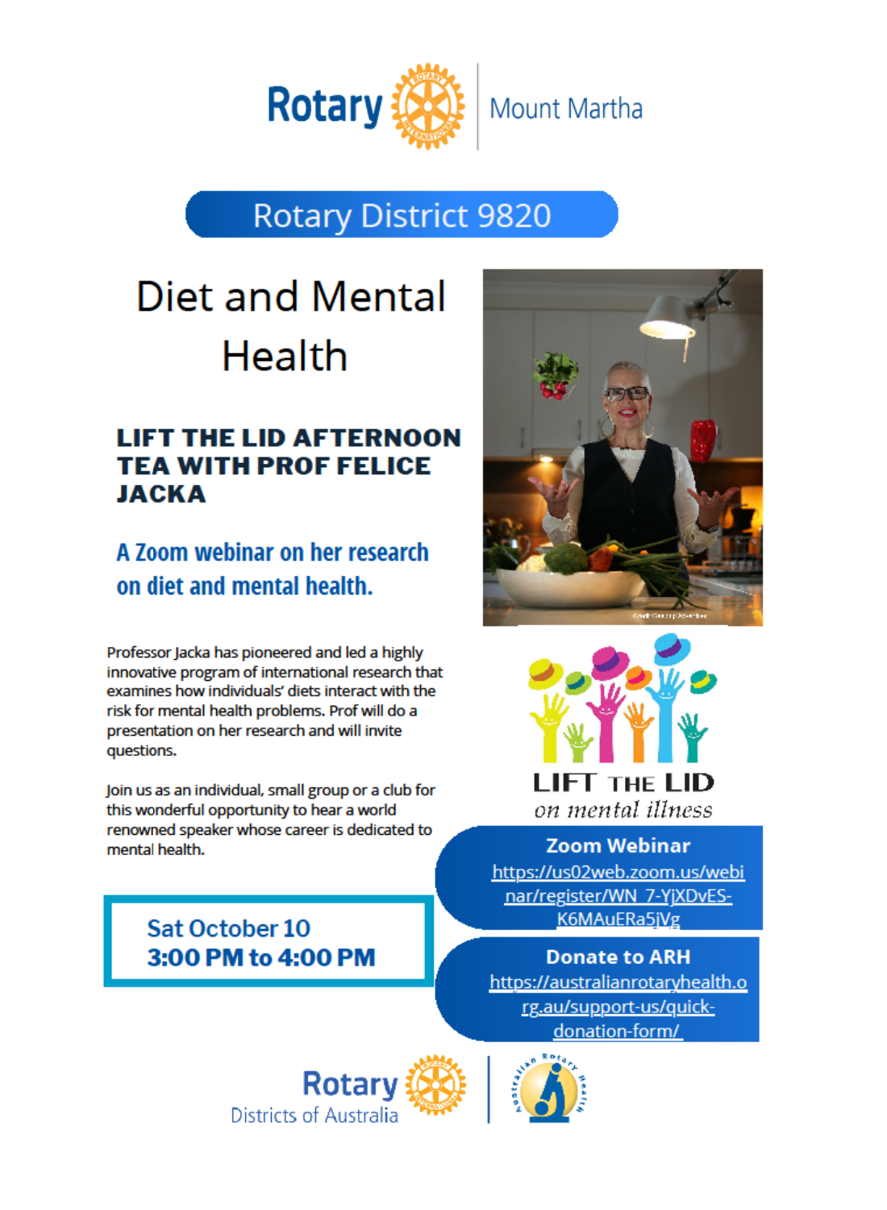Rotary | Mount Martha

Rotary District 9820

# Diet and Mental Health

## LIFT THE LID AFTERNOON TEA WITH PROF FELICE JACKA

### A Zoom webinar on her research on diet and mental health.

Professor Jacka has pioneered and led a highly innovative program of international research that examines how individuals' diets interact with the risk for mental health problems. Prof will do a presentation on her research and will invite questions.

Join us as an individual, small group or a club for this wonderful opportunity to hear a world renowned speaker whose career is dedicated to mental health.

**Sat October 10**
**3:00 PM to 4:00 PM**

LIFT THE LID
*on mental illness*

**Zoom Webinar**
https://us02web.zoom.us/webinar/register/WN_7-YjXDvES-K6MAuERa5jVg

**Donate to ARH**
https://australianrotaryhealth.org.au/support-us/quick-donation-form/

Rotary Districts of Australia | Australian Rotary Health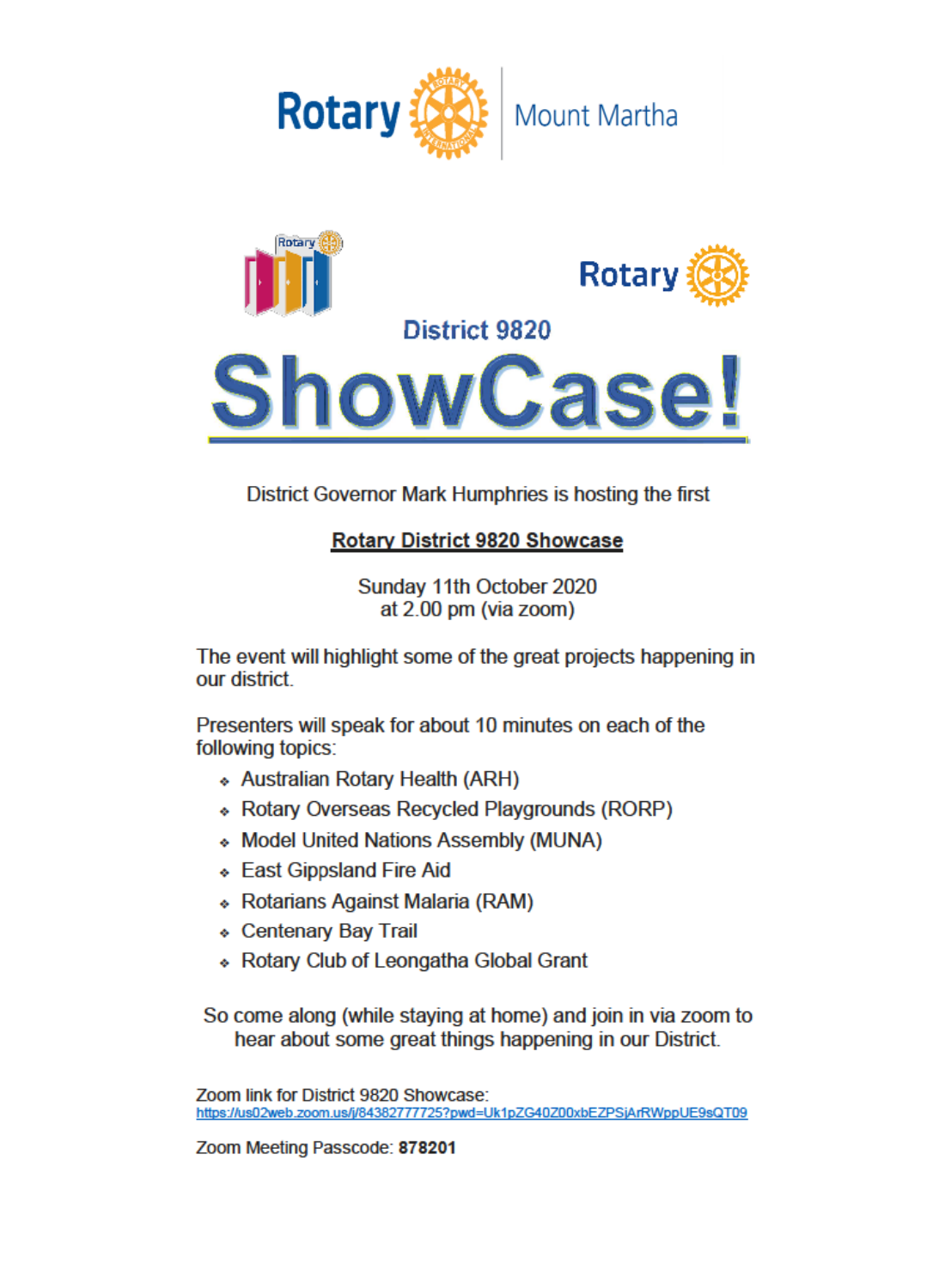Rotary Mount Martha

District 9820

# ShowCase!

District Governor Mark Humphries is hosting the first

**Rotary District 9820 Showcase**

Sunday 11th October 2020
at 2.00 pm (via zoom)

The event will highlight some of the great projects happening in our district.

Presenters will speak for about 10 minutes on each of the following topics:

- Australian Rotary Health (ARH)
- Rotary Overseas Recycled Playgrounds (RORP)
- Model United Nations Assembly (MUNA)
- East Gippsland Fire Aid
- Rotarians Against Malaria (RAM)
- Centenary Bay Trail
- Rotary Club of Leongatha Global Grant

So come along (while staying at home) and join in via zoom to hear about some great things happening in our District.

Zoom link for District 9820 Showcase:
https://us02web.zoom.us/j/84382777725?pwd=Uk1pZG40Z00xbEZPSjArRWppUE9sQT09

Zoom Meeting Passcode: **878201**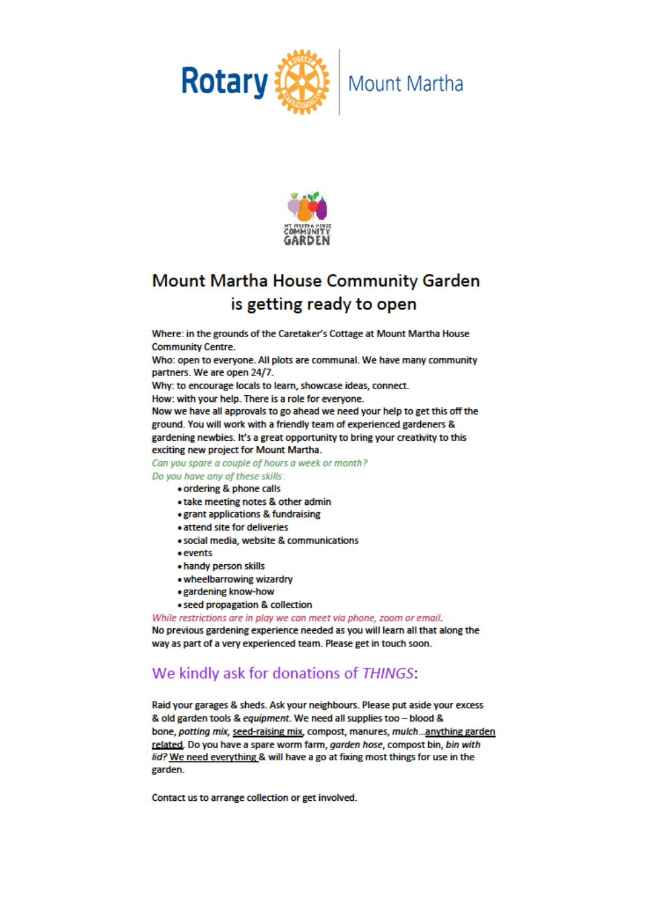Rotary | Mount Martha

# Mount Martha House Community Garden is getting ready to open

Where: in the grounds of the Caretaker's Cottage at Mount Martha House Community Centre.
Who: open to everyone. All plots are communal. We have many community partners. We are open 24/7.
Why: to encourage locals to learn, showcase ideas, connect.
How: with your help. There is a role for everyone.
Now we have all approvals to go ahead we need your help to get this off the ground. You will work with a friendly team of experienced gardeners & gardening newbies. It's a great opportunity to bring your creativity to this exciting new project for Mount Martha.

*Can you spare a couple of hours a week or month?*
*Do you have any of these skills:*

- ordering & phone calls
- take meeting notes & other admin
- grant applications & fundraising
- attend site for deliveries
- social media, website & communications
- events
- handy person skills
- wheelbarrowing wizardry
- gardening know-how
- seed propagation & collection

*While restrictions are in play we can meet via phone, zoom or email.*
No previous gardening experience needed as you will learn all that along the way as part of a very experienced team. Please get in touch soon.

## We kindly ask for donations of *THINGS*:

Raid your garages & sheds. Ask your neighbours. Please put aside your excess & old garden tools & *equipment*. We need all supplies too – blood & bone, *potting mix*, seed-raising mix, compost, manures, *mulch*…anything garden related. Do you have a spare worm farm, *garden hose*, compost bin, *bin with lid?* We need everything & will have a go at fixing most things for use in the garden.

Contact us to arrange collection or get involved.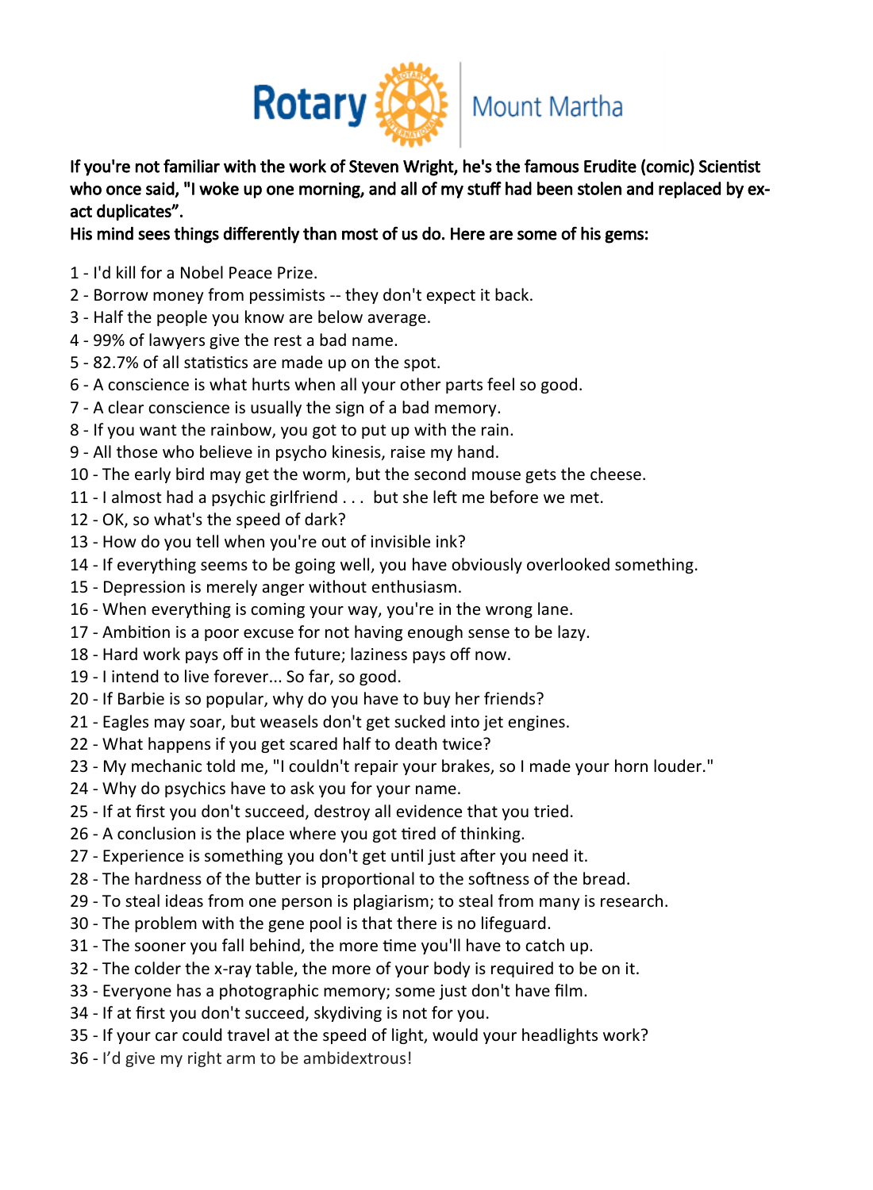Rotary Mount Martha

**If you're not familiar with the work of Steven Wright, he's the famous Erudite (comic) Scientist who once said, "I woke up one morning, and all of my stuff had been stolen and replaced by exact duplicates".**

**His mind sees things differently than most of us do. Here are some of his gems:**

1 - I'd kill for a Nobel Peace Prize.
2 - Borrow money from pessimists -- they don't expect it back.
3 - Half the people you know are below average.
4 - 99% of lawyers give the rest a bad name.
5 - 82.7% of all statistics are made up on the spot.
6 - A conscience is what hurts when all your other parts feel so good.
7 - A clear conscience is usually the sign of a bad memory.
8 - If you want the rainbow, you got to put up with the rain.
9 - All those who believe in psycho kinesis, raise my hand.
10 - The early bird may get the worm, but the second mouse gets the cheese.
11 - I almost had a psychic girlfriend . . . but she left me before we met.
12 - OK, so what's the speed of dark?
13 - How do you tell when you're out of invisible ink?
14 - If everything seems to be going well, you have obviously overlooked something.
15 - Depression is merely anger without enthusiasm.
16 - When everything is coming your way, you're in the wrong lane.
17 - Ambition is a poor excuse for not having enough sense to be lazy.
18 - Hard work pays off in the future; laziness pays off now.
19 - I intend to live forever... So far, so good.
20 - If Barbie is so popular, why do you have to buy her friends?
21 - Eagles may soar, but weasels don't get sucked into jet engines.
22 - What happens if you get scared half to death twice?
23 - My mechanic told me, "I couldn't repair your brakes, so I made your horn louder."
24 - Why do psychics have to ask you for your name.
25 - If at first you don't succeed, destroy all evidence that you tried.
26 - A conclusion is the place where you got tired of thinking.
27 - Experience is something you don't get until just after you need it.
28 - The hardness of the butter is proportional to the softness of the bread.
29 - To steal ideas from one person is plagiarism; to steal from many is research.
30 - The problem with the gene pool is that there is no lifeguard.
31 - The sooner you fall behind, the more time you'll have to catch up.
32 - The colder the x-ray table, the more of your body is required to be on it.
33 - Everyone has a photographic memory; some just don't have film.
34 - If at first you don't succeed, skydiving is not for you.
35 - If your car could travel at the speed of light, would your headlights work?
36 - I'd give my right arm to be ambidextrous!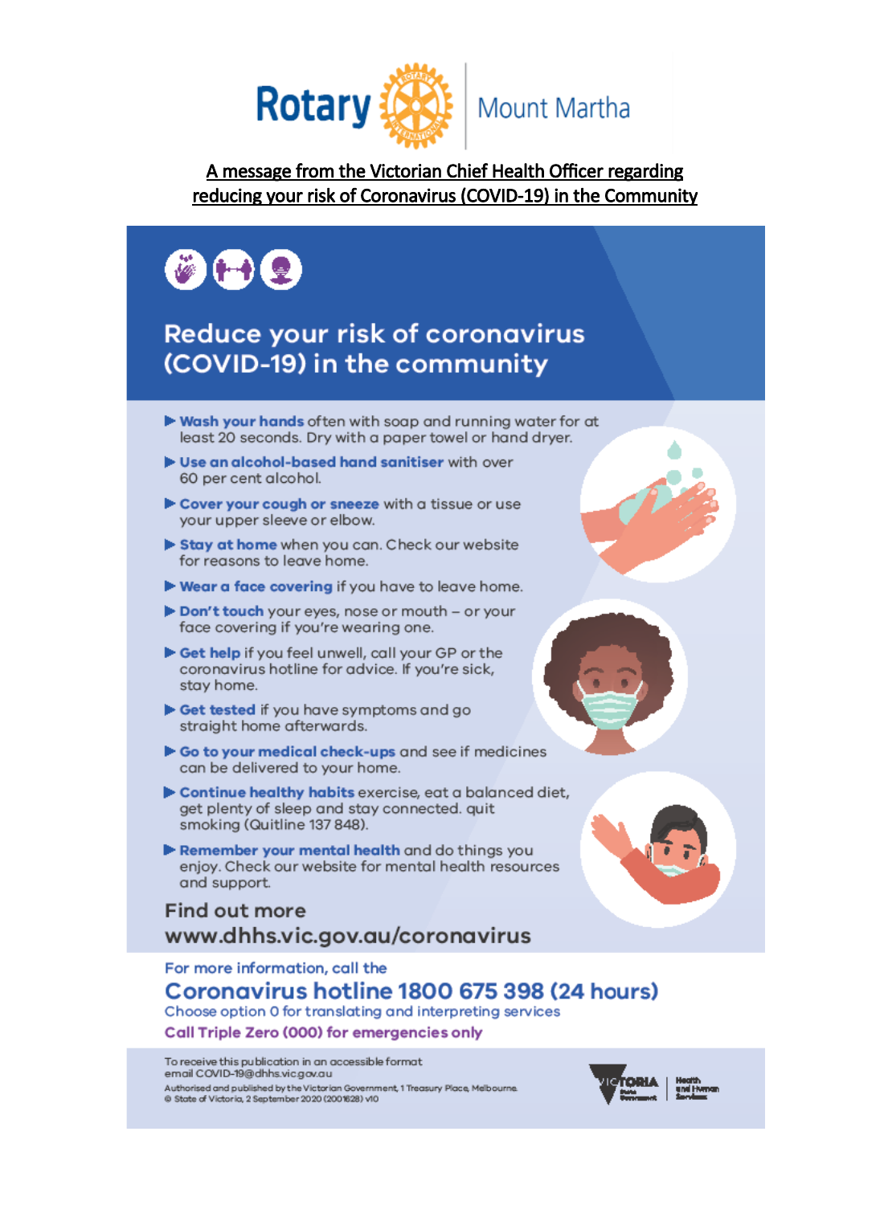Rotary Mount Martha

**A message from the Victorian Chief Health Officer regarding reducing your risk of Coronavirus (COVID-19) in the Community**

# Reduce your risk of coronavirus (COVID-19) in the community

- **Wash your hands** often with soap and running water for at least 20 seconds. Dry with a paper towel or hand dryer.
- **Use an alcohol-based hand sanitiser** with over 60 per cent alcohol.
- **Cover your cough or sneeze** with a tissue or use your upper sleeve or elbow.
- **Stay at home** when you can. Check our website for reasons to leave home.
- **Wear a face covering** if you have to leave home.
- **Don't touch** your eyes, nose or mouth – or your face covering if you're wearing one.
- **Get help** if you feel unwell, call your GP or the coronavirus hotline for advice. If you're sick, stay home.
- **Get tested** if you have symptoms and go straight home afterwards.
- **Go to your medical check-ups** and see if medicines can be delivered to your home.
- **Continue healthy habits** exercise, eat a balanced diet, get plenty of sleep and stay connected. quit smoking (Quitline 137 848).
- **Remember your mental health** and do things you enjoy. Check our website for mental health resources and support.

## Find out more

www.dhhs.vic.gov.au/coronavirus

For more information, call the

## Coronavirus hotline 1800 675 398 (24 hours)

Choose option 0 for translating and interpreting services

**Call Triple Zero (000) for emergencies only**

To receive this publication in an accessible format email COVID-19@dhhs.vic.gov.au

Authorised and published by the Victorian Government, 1 Treasury Place, Melbourne.
© State of Victoria, 2 September 2020 (2001628) v10

Victoria State Government | Health and Human Services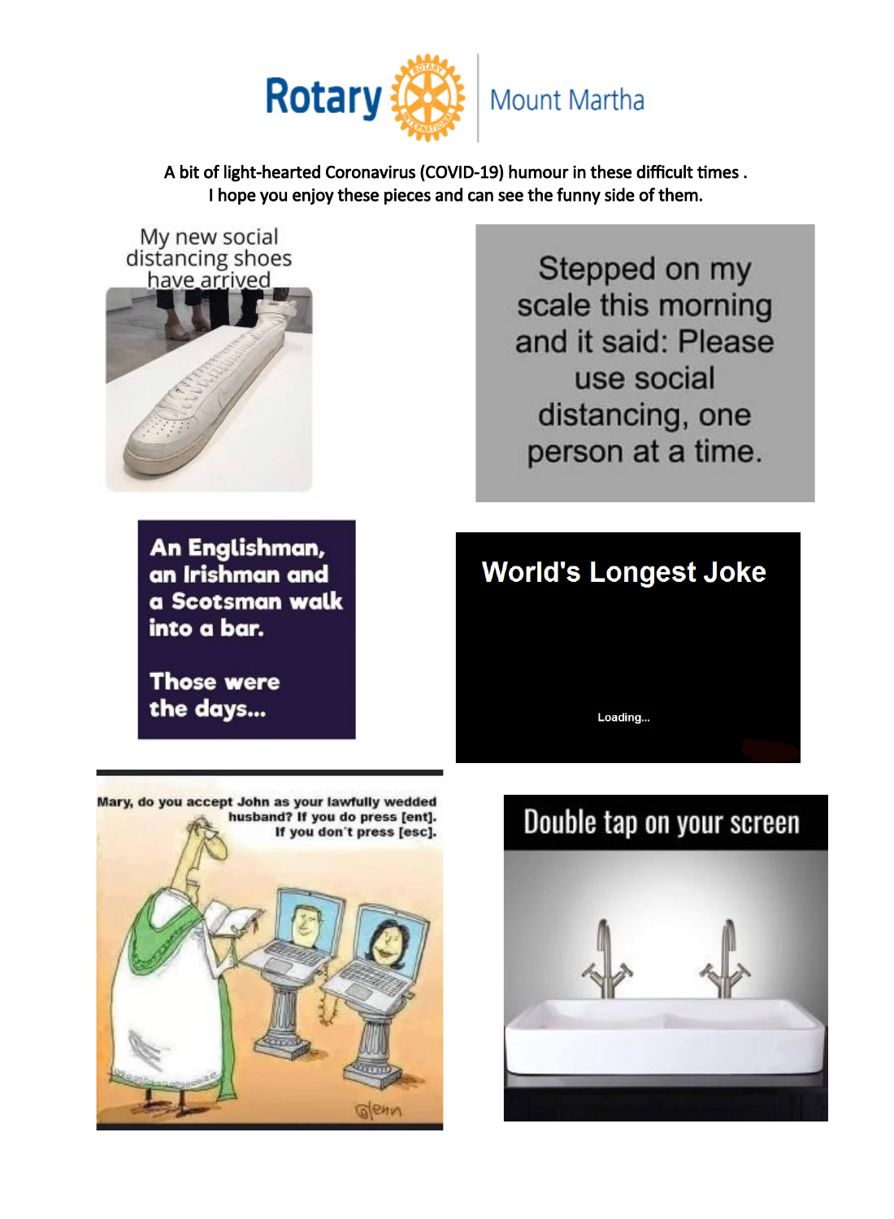Rotary | Mount Martha

A bit of light-hearted Coronavirus (COVID-19) humour in these difficult times .
I hope you enjoy these pieces and can see the funny side of them.

My new social distancing shoes have arrived

Stepped on my scale this morning and it said: Please use social distancing, one person at a time.

An Englishman, an Irishman and a Scotsman walk into a bar.

Those were the days...

World's Longest Joke

Loading...

Mary, do you accept John as your lawfully wedded husband? If you do press [ent]. If you don't press [esc].

Double tap on your screen